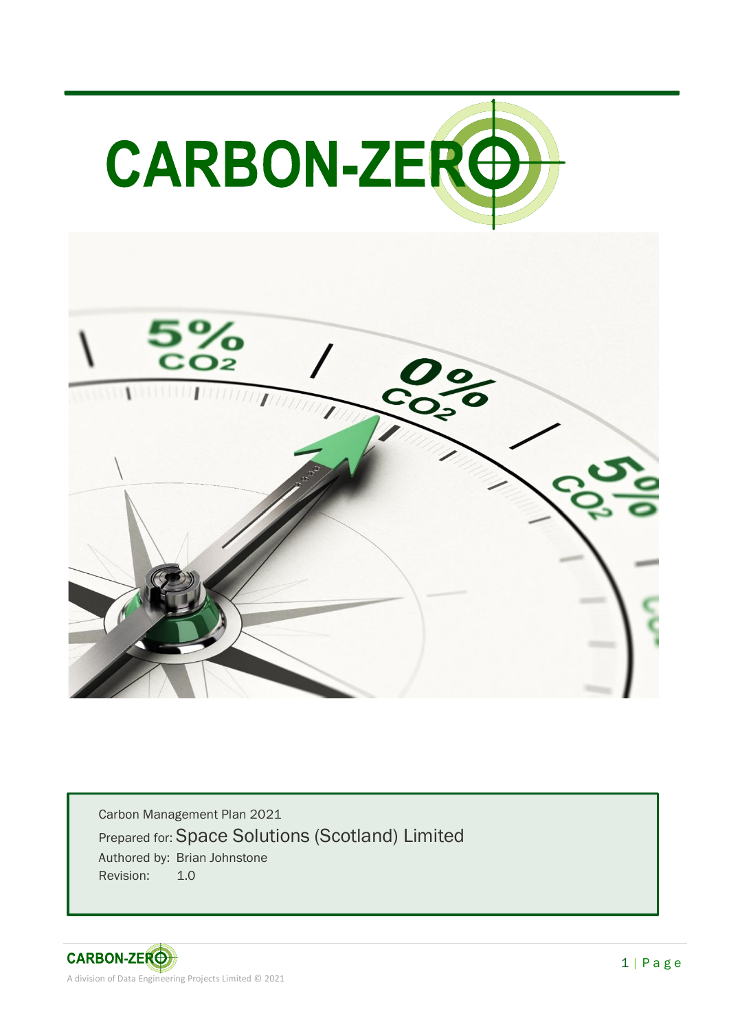# CARBON-ZERO

Carbon Management Plan 2021

Prepared for: Space Solutions (Scotland) Limited

Authored by: Brian Johnstone

Revision: 1.0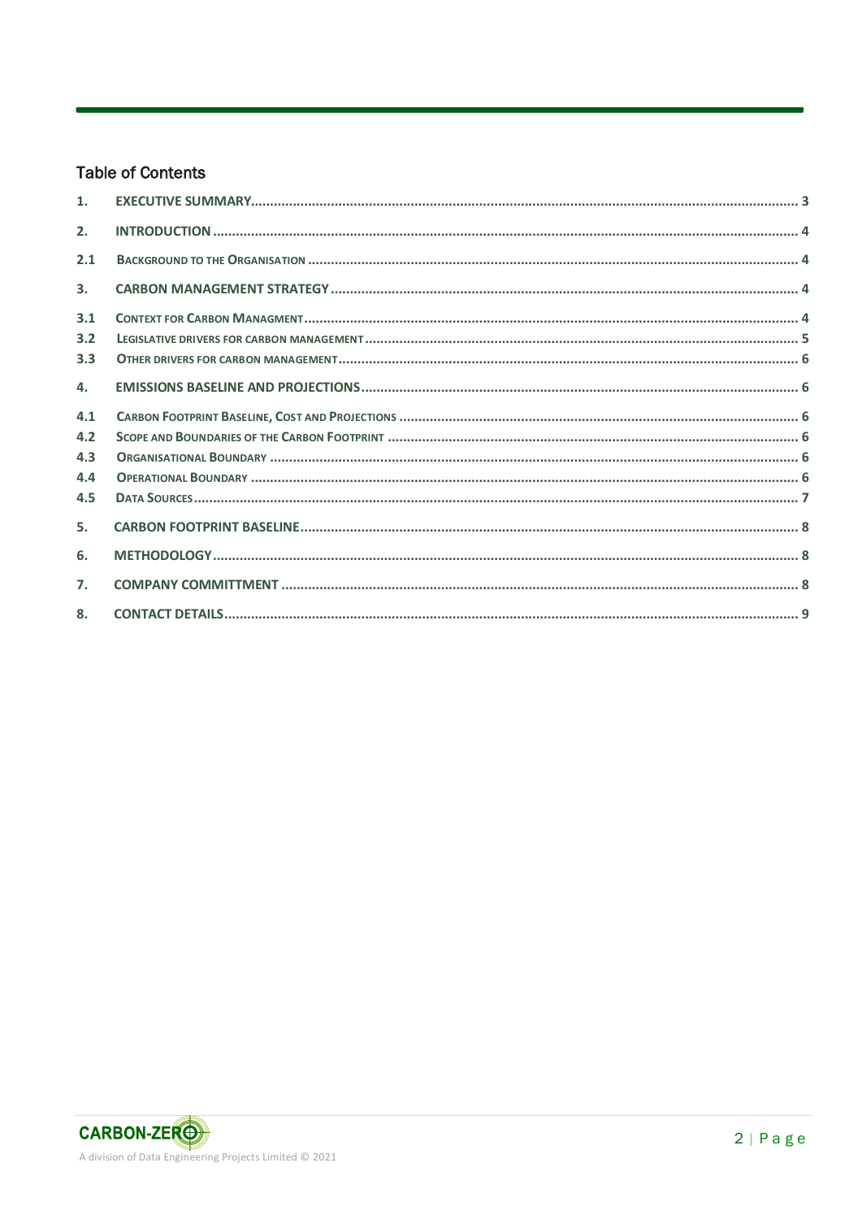## Table of Contents

| | | |
|---|---|---|
| 1. | EXECUTIVE SUMMARY | 3 |
| 2. | INTRODUCTION | 4 |
| 2.1 | BACKGROUND TO THE ORGANISATION | 4 |
| 3. | CARBON MANAGEMENT STRATEGY | 4 |
| 3.1 | CONTEXT FOR CARBON MANAGMENT | 4 |
| 3.2 | LEGISLATIVE DRIVERS FOR CARBON MANAGEMENT | 5 |
| 3.3 | OTHER DRIVERS FOR CARBON MANAGEMENT | 6 |
| 4. | EMISSIONS BASELINE AND PROJECTIONS | 6 |
| 4.1 | CARBON FOOTPRINT BASELINE, COST AND PROJECTIONS | 6 |
| 4.2 | SCOPE AND BOUNDARIES OF THE CARBON FOOTPRINT | 6 |
| 4.3 | ORGANISATIONAL BOUNDARY | 6 |
| 4.4 | OPERATIONAL BOUNDARY | 6 |
| 4.5 | DATA SOURCES | 7 |
| 5. | CARBON FOOTPRINT BASELINE | 8 |
| 6. | METHODOLOGY | 8 |
| 7. | COMPANY COMMITTMENT | 8 |
| 8. | CONTACT DETAILS | 9 |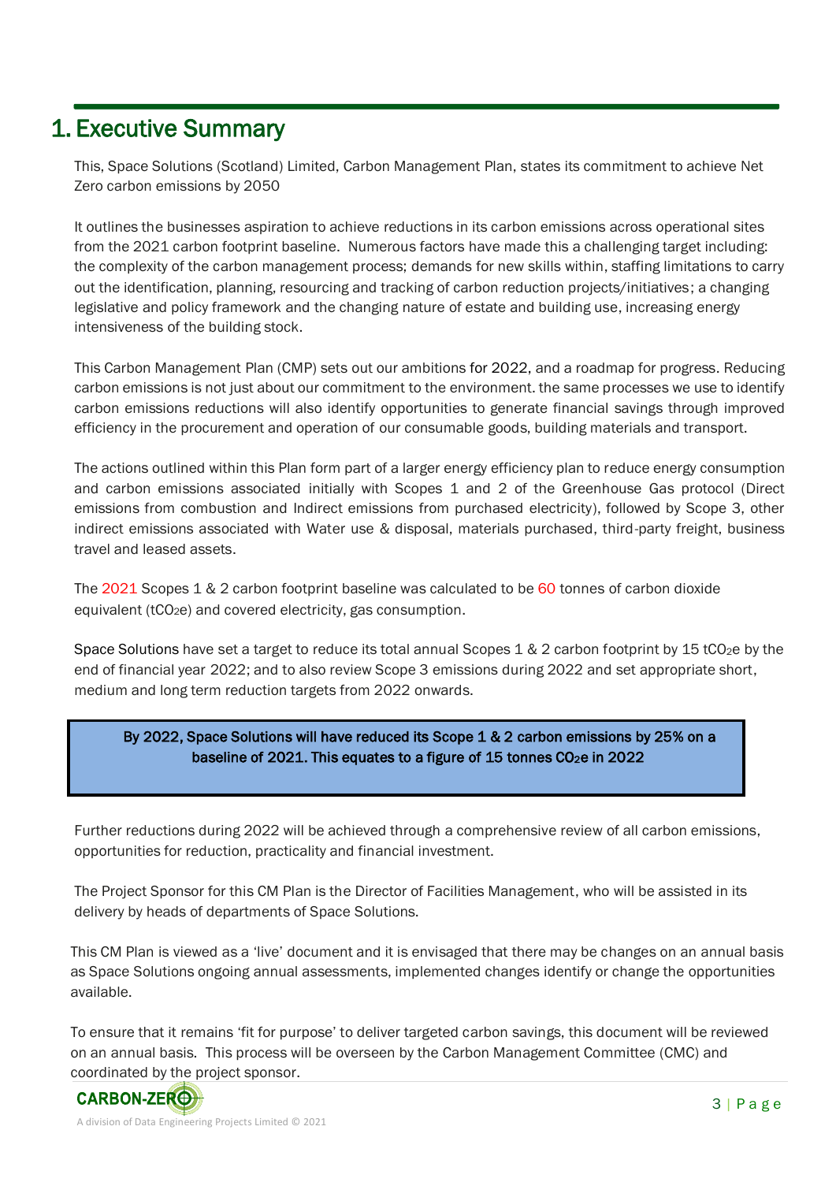# 1. Executive Summary

This, Space Solutions (Scotland) Limited, Carbon Management Plan, states its commitment to achieve Net Zero carbon emissions by 2050

It outlines the businesses aspiration to achieve reductions in its carbon emissions across operational sites from the 2021 carbon footprint baseline. Numerous factors have made this a challenging target including: the complexity of the carbon management process; demands for new skills within, staffing limitations to carry out the identification, planning, resourcing and tracking of carbon reduction projects/initiatives; a changing legislative and policy framework and the changing nature of estate and building use, increasing energy intensiveness of the building stock.

This Carbon Management Plan (CMP) sets out our ambitions for 2022, and a roadmap for progress. Reducing carbon emissions is not just about our commitment to the environment. the same processes we use to identify carbon emissions reductions will also identify opportunities to generate financial savings through improved efficiency in the procurement and operation of our consumable goods, building materials and transport.

The actions outlined within this Plan form part of a larger energy efficiency plan to reduce energy consumption and carbon emissions associated initially with Scopes 1 and 2 of the Greenhouse Gas protocol (Direct emissions from combustion and Indirect emissions from purchased electricity), followed by Scope 3, other indirect emissions associated with Water use & disposal, materials purchased, third-party freight, business travel and leased assets.

The 2021 Scopes 1 & 2 carbon footprint baseline was calculated to be 60 tonnes of carbon dioxide equivalent ($tCO_2e$) and covered electricity, gas consumption.

Space Solutions have set a target to reduce its total annual Scopes 1 & 2 carbon footprint by 15 $tCO_2e$ by the end of financial year 2022; and to also review Scope 3 emissions during 2022 and set appropriate short, medium and long term reduction targets from 2022 onwards.

**By 2022, Space Solutions will have reduced its Scope 1 & 2 carbon emissions by 25% on a baseline of 2021. This equates to a figure of 15 tonnes $CO_2e$ in 2022**

Further reductions during 2022 will be achieved through a comprehensive review of all carbon emissions, opportunities for reduction, practicality and financial investment.

The Project Sponsor for this CM Plan is the Director of Facilities Management, who will be assisted in its delivery by heads of departments of Space Solutions.

This CM Plan is viewed as a 'live' document and it is envisaged that there may be changes on an annual basis as Space Solutions ongoing annual assessments, implemented changes identify or change the opportunities available.

To ensure that it remains 'fit for purpose' to deliver targeted carbon savings, this document will be reviewed on an annual basis. This process will be overseen by the Carbon Management Committee (CMC) and coordinated by the project sponsor.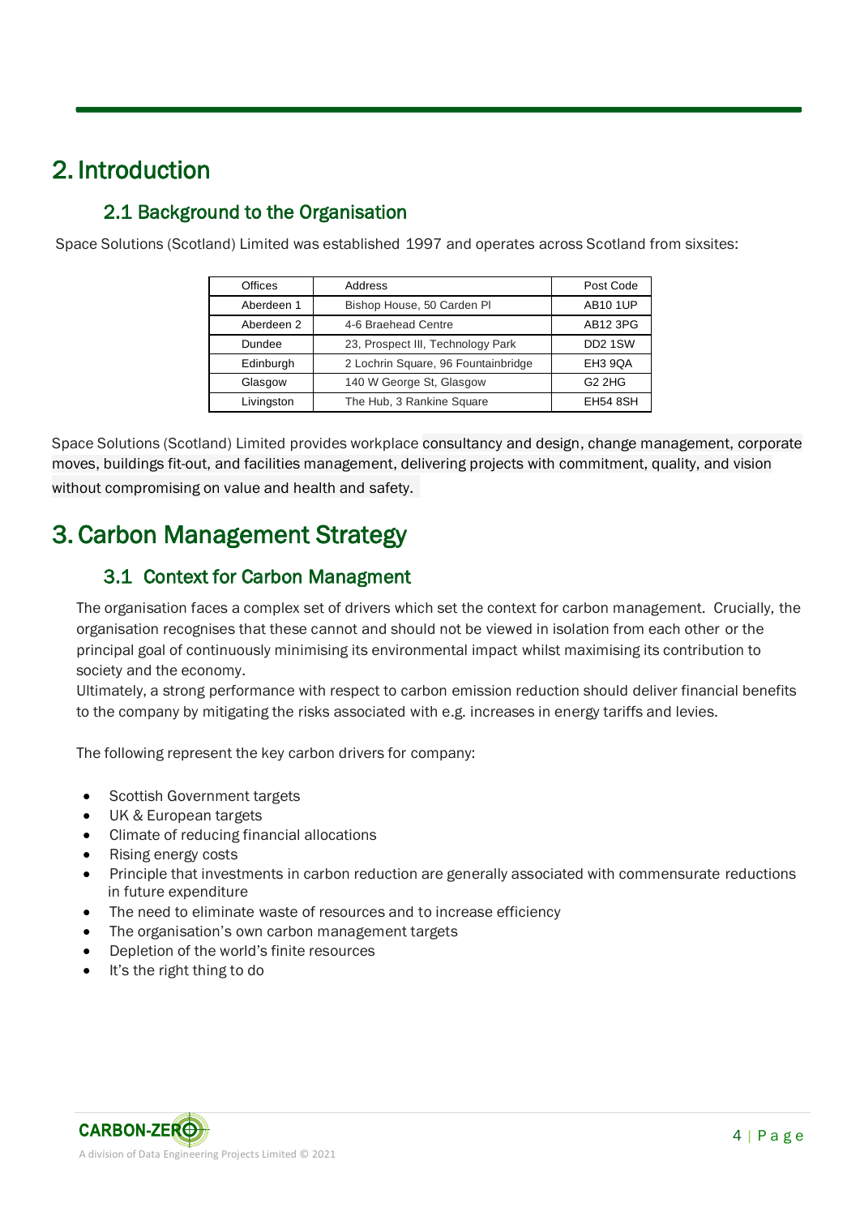# 2. Introduction

## 2.1 Background to the Organisation

Space Solutions (Scotland) Limited was established 1997 and operates across Scotland from sixsites:

| Offices | Address | Post Code |
| --- | --- | --- |
| Aberdeen 1 | Bishop House, 50 Carden Pl | AB10 1UP |
| Aberdeen 2 | 4-6 Braehead Centre | AB12 3PG |
| Dundee | 23, Prospect III, Technology Park | DD2 1SW |
| Edinburgh | 2 Lochrin Square, 96 Fountainbridge | EH3 9QA |
| Glasgow | 140 W George St, Glasgow | G2 2HG |
| Livingston | The Hub, 3 Rankine Square | EH54 8SH |

Space Solutions (Scotland) Limited provides workplace consultancy and design, change management, corporate moves, buildings fit-out, and facilities management, delivering projects with commitment, quality, and vision without compromising on value and health and safety.

# 3. Carbon Management Strategy

## 3.1 Context for Carbon Managment

The organisation faces a complex set of drivers which set the context for carbon management. Crucially, the organisation recognises that these cannot and should not be viewed in isolation from each other or the principal goal of continuously minimising its environmental impact whilst maximising its contribution to society and the economy.

Ultimately, a strong performance with respect to carbon emission reduction should deliver financial benefits to the company by mitigating the risks associated with e.g. increases in energy tariffs and levies.

The following represent the key carbon drivers for company:

- Scottish Government targets
- UK & European targets
- Climate of reducing financial allocations
- Rising energy costs
- Principle that investments in carbon reduction are generally associated with commensurate reductions in future expenditure
- The need to eliminate waste of resources and to increase efficiency
- The organisation's own carbon management targets
- Depletion of the world's finite resources
- It's the right thing to do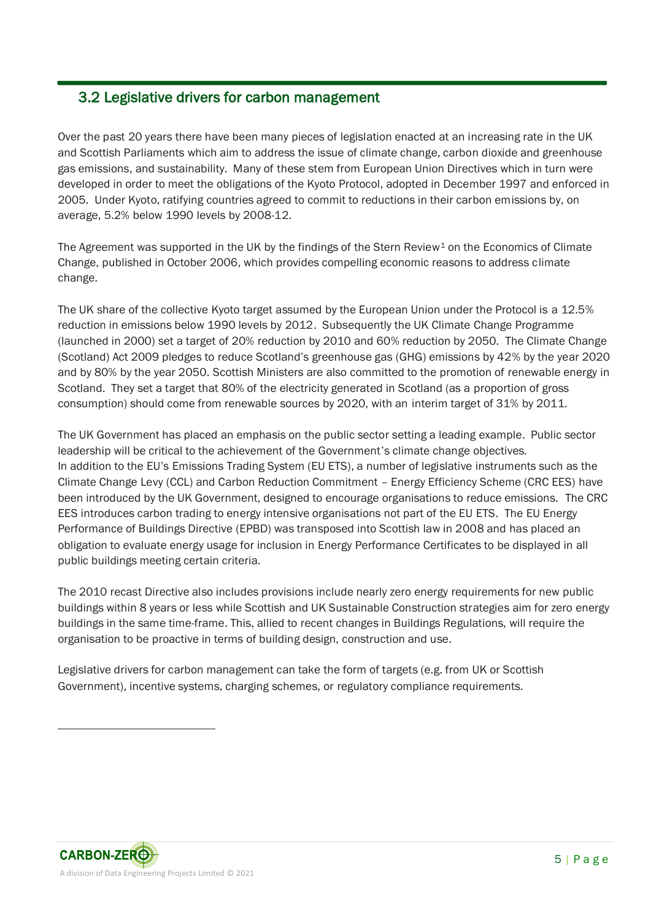## 3.2 Legislative drivers for carbon management

Over the past 20 years there have been many pieces of legislation enacted at an increasing rate in the UK and Scottish Parliaments which aim to address the issue of climate change, carbon dioxide and greenhouse gas emissions, and sustainability. Many of these stem from European Union Directives which in turn were developed in order to meet the obligations of the Kyoto Protocol, adopted in December 1997 and enforced in 2005. Under Kyoto, ratifying countries agreed to commit to reductions in their carbon emissions by, on average, 5.2% below 1990 levels by 2008-12.

The Agreement was supported in the UK by the findings of the Stern Review[1] on the Economics of Climate Change, published in October 2006, which provides compelling economic reasons to address climate change.

The UK share of the collective Kyoto target assumed by the European Union under the Protocol is a 12.5% reduction in emissions below 1990 levels by 2012. Subsequently the UK Climate Change Programme (launched in 2000) set a target of 20% reduction by 2010 and 60% reduction by 2050. The Climate Change (Scotland) Act 2009 pledges to reduce Scotland's greenhouse gas (GHG) emissions by 42% by the year 2020 and by 80% by the year 2050. Scottish Ministers are also committed to the promotion of renewable energy in Scotland. They set a target that 80% of the electricity generated in Scotland (as a proportion of gross consumption) should come from renewable sources by 2020, with an interim target of 31% by 2011.

The UK Government has placed an emphasis on the public sector setting a leading example. Public sector leadership will be critical to the achievement of the Government's climate change objectives.
In addition to the EU's Emissions Trading System (EU ETS), a number of legislative instruments such as the Climate Change Levy (CCL) and Carbon Reduction Commitment – Energy Efficiency Scheme (CRC EES) have been introduced by the UK Government, designed to encourage organisations to reduce emissions. The CRC EES introduces carbon trading to energy intensive organisations not part of the EU ETS. The EU Energy Performance of Buildings Directive (EPBD) was transposed into Scottish law in 2008 and has placed an obligation to evaluate energy usage for inclusion in Energy Performance Certificates to be displayed in all public buildings meeting certain criteria.

The 2010 recast Directive also includes provisions include nearly zero energy requirements for new public buildings within 8 years or less while Scottish and UK Sustainable Construction strategies aim for zero energy buildings in the same time-frame. This, allied to recent changes in Buildings Regulations, will require the organisation to be proactive in terms of building design, construction and use.

Legislative drivers for carbon management can take the form of targets (e.g. from UK or Scottish Government), incentive systems, charging schemes, or regulatory compliance requirements.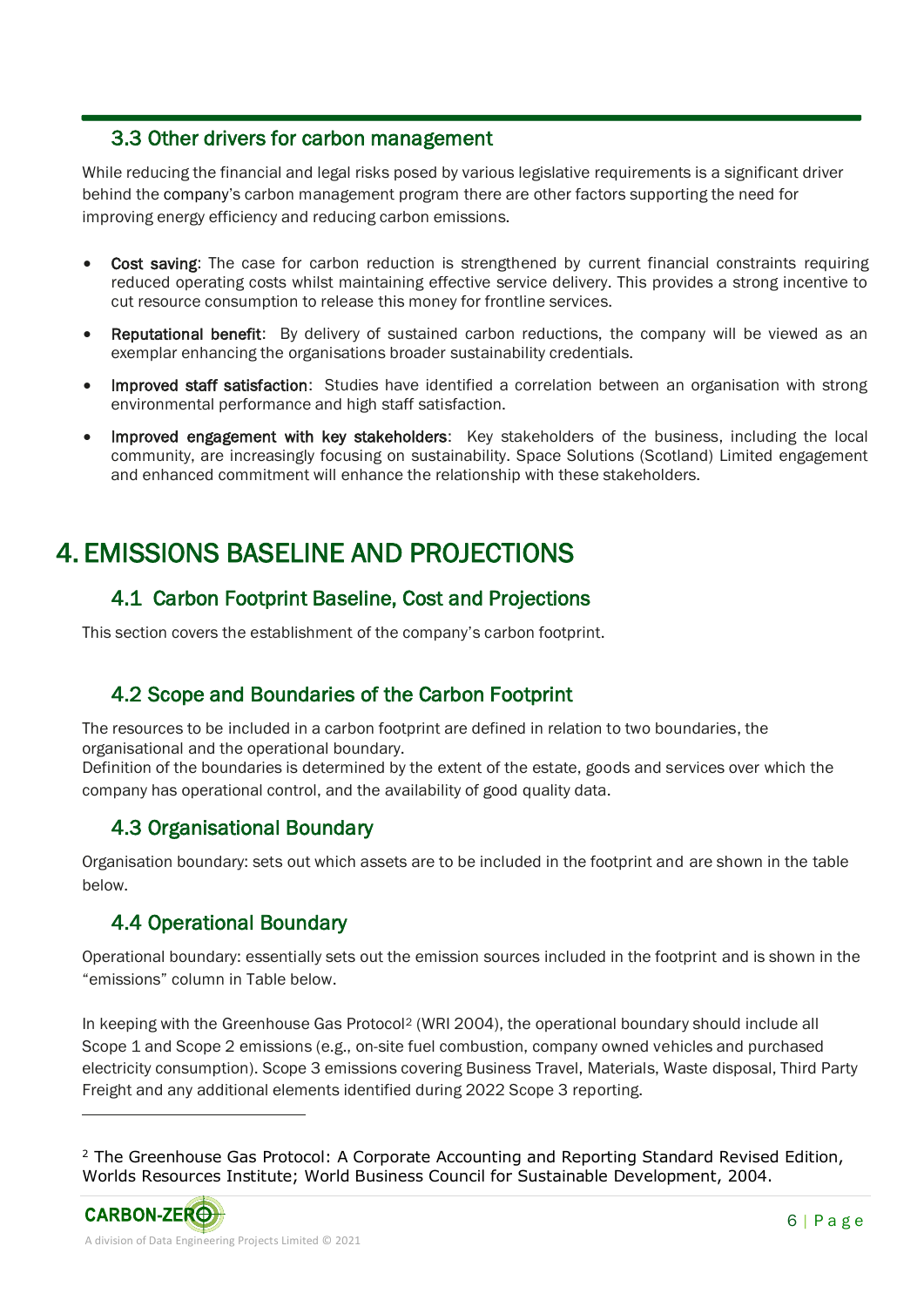## 3.3 Other drivers for carbon management

While reducing the financial and legal risks posed by various legislative requirements is a significant driver behind the company's carbon management program there are other factors supporting the need for improving energy efficiency and reducing carbon emissions.

- **Cost saving**: The case for carbon reduction is strengthened by current financial constraints requiring reduced operating costs whilst maintaining effective service delivery. This provides a strong incentive to cut resource consumption to release this money for frontline services.
- **Reputational benefit**: By delivery of sustained carbon reductions, the company will be viewed as an exemplar enhancing the organisations broader sustainability credentials.
- **Improved staff satisfaction**: Studies have identified a correlation between an organisation with strong environmental performance and high staff satisfaction.
- **Improved engagement with key stakeholders**: Key stakeholders of the business, including the local community, are increasingly focusing on sustainability. Space Solutions (Scotland) Limited engagement and enhanced commitment will enhance the relationship with these stakeholders.

# 4. EMISSIONS BASELINE AND PROJECTIONS

## 4.1 Carbon Footprint Baseline, Cost and Projections

This section covers the establishment of the company's carbon footprint.

## 4.2 Scope and Boundaries of the Carbon Footprint

The resources to be included in a carbon footprint are defined in relation to two boundaries, the organisational and the operational boundary.
Definition of the boundaries is determined by the extent of the estate, goods and services over which the company has operational control, and the availability of good quality data.

## 4.3 Organisational Boundary

Organisation boundary: sets out which assets are to be included in the footprint and are shown in the table below.

## 4.4 Operational Boundary

Operational boundary: essentially sets out the emission sources included in the footprint and is shown in the "emissions" column in Table below.

In keeping with the Greenhouse Gas Protocol[2] (WRI 2004), the operational boundary should include all Scope 1 and Scope 2 emissions (e.g., on-site fuel combustion, company owned vehicles and purchased electricity consumption). Scope 3 emissions covering Business Travel, Materials, Waste disposal, Third Party Freight and any additional elements identified during 2022 Scope 3 reporting.

[2] The Greenhouse Gas Protocol: A Corporate Accounting and Reporting Standard Revised Edition, Worlds Resources Institute; World Business Council for Sustainable Development, 2004.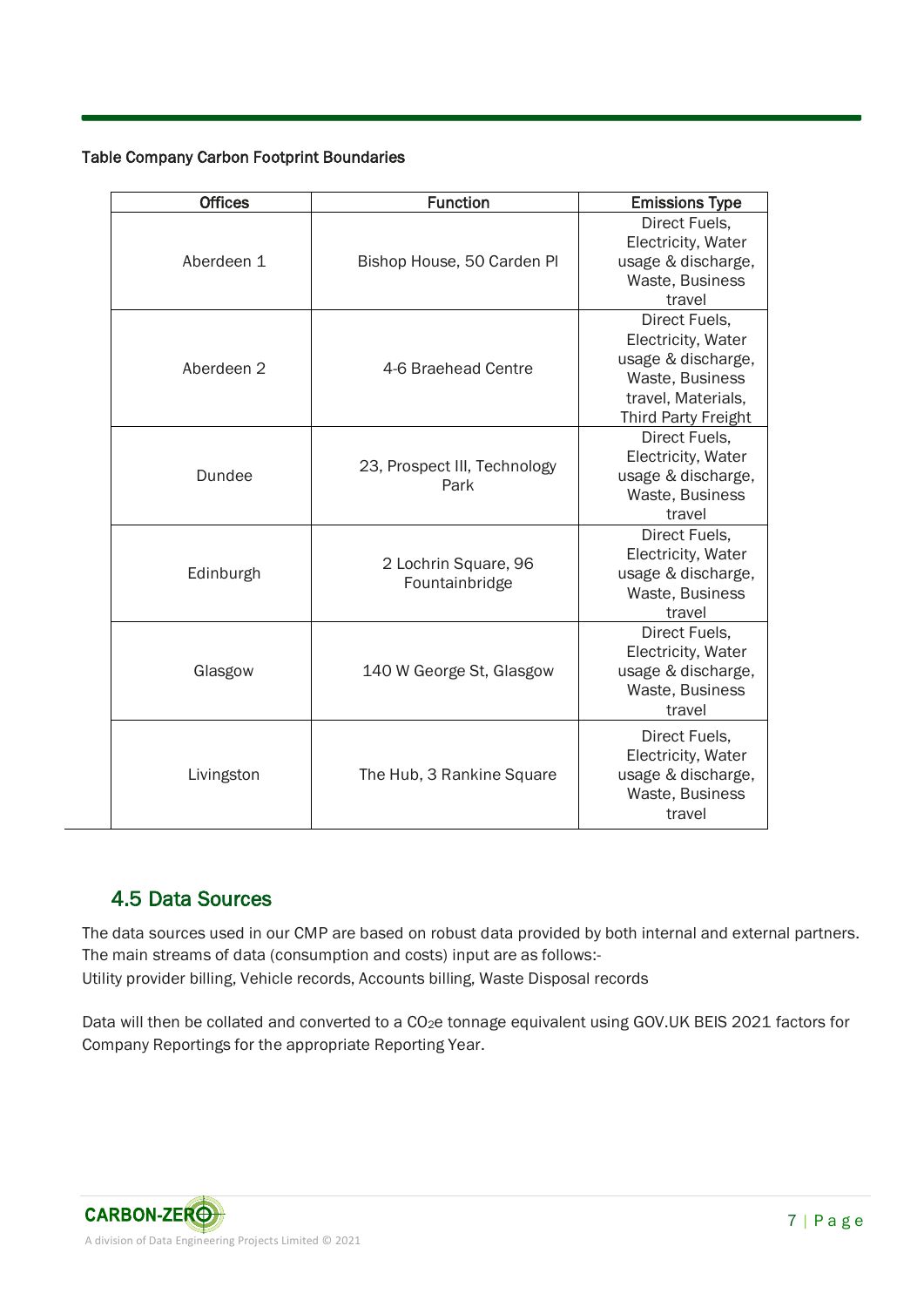**Table Company Carbon Footprint Boundaries**

| Offices | Function | Emissions Type |
|---|---|---|
| Aberdeen 1 | Bishop House, 50 Carden Pl | Direct Fuels, Electricity, Water usage & discharge, Waste, Business travel |
| Aberdeen 2 | 4-6 Braehead Centre | Direct Fuels, Electricity, Water usage & discharge, Waste, Business travel, Materials, Third Party Freight |
| Dundee | 23, Prospect III, Technology Park | Direct Fuels, Electricity, Water usage & discharge, Waste, Business travel |
| Edinburgh | 2 Lochrin Square, 96 Fountainbridge | Direct Fuels, Electricity, Water usage & discharge, Waste, Business travel |
| Glasgow | 140 W George St, Glasgow | Direct Fuels, Electricity, Water usage & discharge, Waste, Business travel |
| Livingston | The Hub, 3 Rankine Square | Direct Fuels, Electricity, Water usage & discharge, Waste, Business travel |

## 4.5 Data Sources

The data sources used in our CMP are based on robust data provided by both internal and external partners. The main streams of data (consumption and costs) input are as follows:-
Utility provider billing, Vehicle records, Accounts billing, Waste Disposal records

Data will then be collated and converted to a $CO_2$e tonnage equivalent using GOV.UK BEIS 2021 factors for Company Reportings for the appropriate Reporting Year.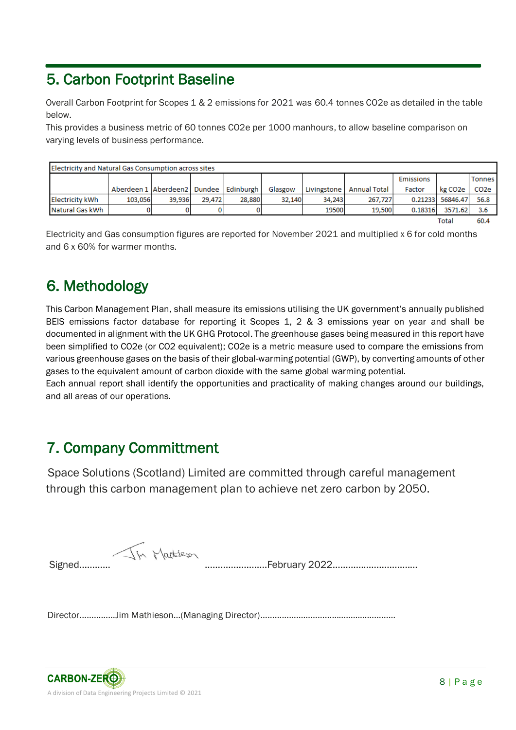## 5. Carbon Footprint Baseline

Overall Carbon Footprint for Scopes 1 & 2 emissions for 2021 was 60.4 tonnes CO2e as detailed in the table below.
This provides a business metric of 60 tonnes CO2e per 1000 manhours, to allow baseline comparison on varying levels of business performance.

| Electricity and Natural Gas Consumption across sites | | | | | | | | | | |
|---|---|---|---|---|---|---|---|---|---|---|
| | Aberdeen 1 | Aberdeen2 | Dundee | Edinburgh | Glasgow | Livingstone | Annual Total | Emissions Factor | kg CO2e | Tonnes CO2e |
| Electricity kWh | 103,056 | 39,936 | 29,472 | 28,880 | 32,140 | 34,243 | 267,727 | 0.21233 | 56846.47 | 56.8 |
| Natural Gas kWh | 0 | 0 | 0 | 0 | | 19500 | 19,500 | 0.18316 | 3571.62 | 3.6 |
| | | | | | | | | | Total | 60.4 |

Electricity and Gas consumption figures are reported for November 2021 and multiplied x 6 for cold months and 6 x 60% for warmer months.

## 6. Methodology

This Carbon Management Plan, shall measure its emissions utilising the UK government's annually published BEIS emissions factor database for reporting it Scopes 1, 2 & 3 emissions year on year and shall be documented in alignment with the UK GHG Protocol. The greenhouse gases being measured in this report have been simplified to CO2e (or CO2 equivalent); CO2e is a metric measure used to compare the emissions from various greenhouse gases on the basis of their global-warming potential (GWP), by converting amounts of other gases to the equivalent amount of carbon dioxide with the same global warming potential.
Each annual report shall identify the opportunities and practicality of making changes around our buildings, and all areas of our operations.

## 7. Company Committment

Space Solutions (Scotland) Limited are committed through careful management through this carbon management plan to achieve net zero carbon by 2050.

Signed............ Jim Mathieson ........................February 2022................................

Director...............Jim Mathieson...(Managing Director)........................................................

CARBON-ZERO
A division of Data Engineering Projects Limited © 2021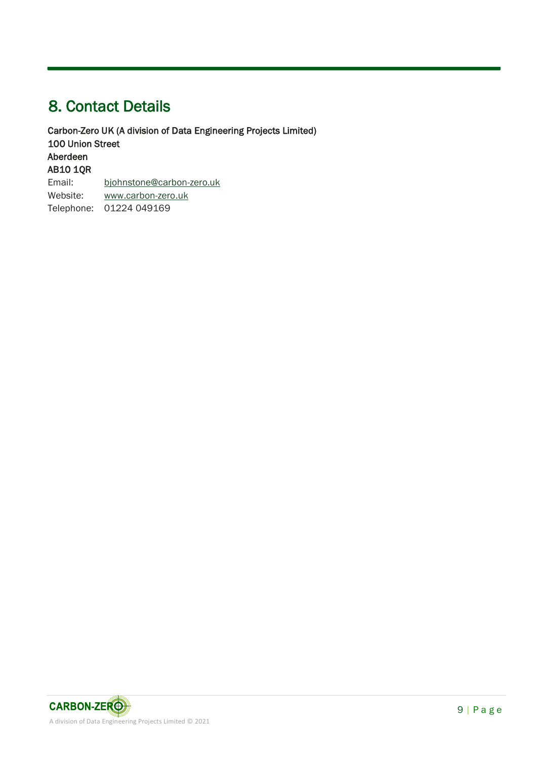# 8. Contact Details

**Carbon-Zero UK (A division of Data Engineering Projects Limited)**
**100 Union Street**
**Aberdeen**
**AB10 1QR**

Email: bjohnstone@carbon-zero.uk
Website: www.carbon-zero.uk
Telephone: 01224 049169